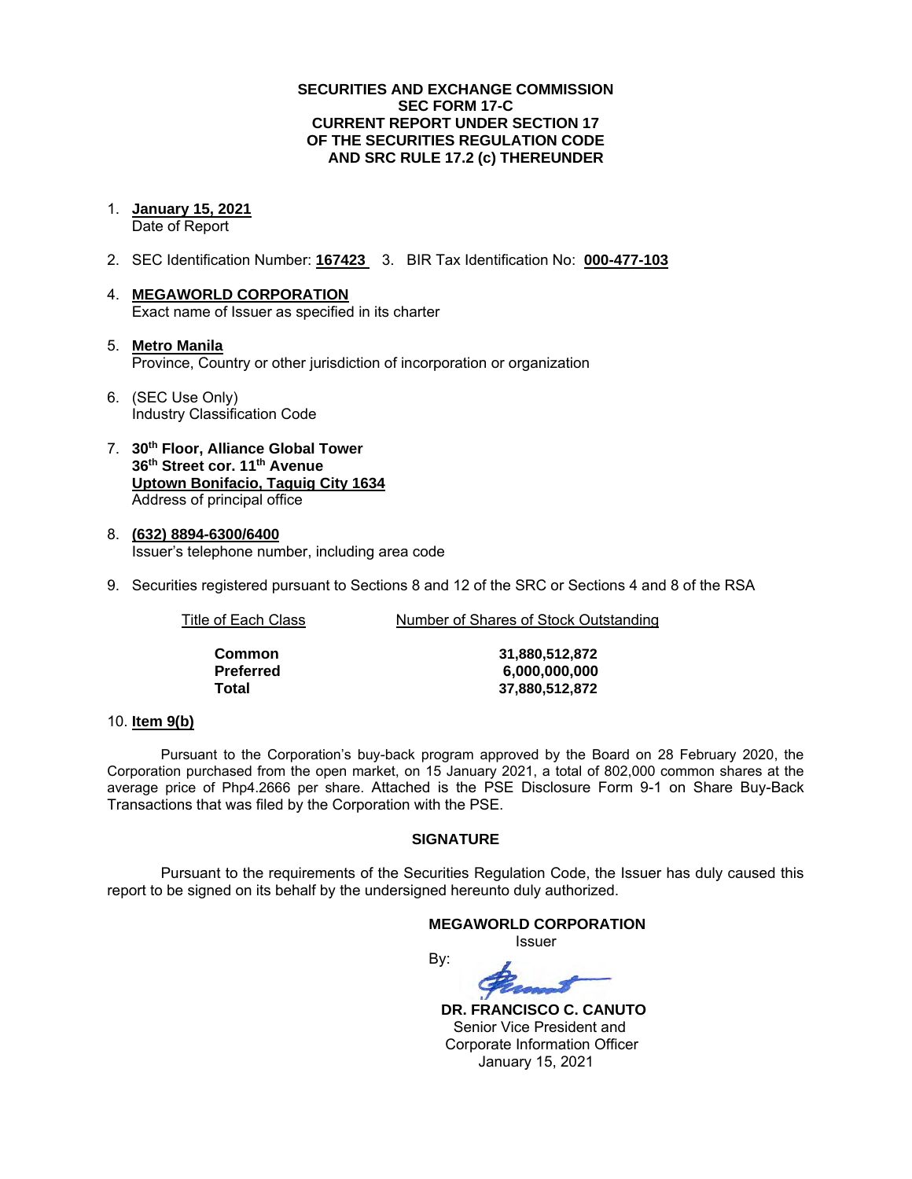**SECURITIES AND EXCHANGE COMMISSION**
**SEC FORM 17-C**
**CURRENT REPORT UNDER SECTION 17**
**OF THE SECURITIES REGULATION CODE**
**AND SRC RULE 17.2 (c) THEREUNDER**

1. **January 15, 2021**
   Date of Report

2. SEC Identification Number: **167423** 3. BIR Tax Identification No: **000-477-103**

4. **MEGAWORLD CORPORATION**
   Exact name of Issuer as specified in its charter

5. **Metro Manila**
   Province, Country or other jurisdiction of incorporation or organization

6. (SEC Use Only)
   Industry Classification Code

7. **30th Floor, Alliance Global Tower**
   **36th Street cor. 11th Avenue**
   **Uptown Bonifacio, Taguig City 1634**
   Address of principal office

8. **(632) 8894-6300/6400**
   Issuer's telephone number, including area code

9. Securities registered pursuant to Sections 8 and 12 of the SRC or Sections 4 and 8 of the RSA

| Title of Each Class | Number of Shares of Stock Outstanding |
|---|---|
| **Common** | **31,880,512,872** |
| **Preferred** | **6,000,000,000** |
| **Total** | **37,880,512,872** |

10. **Item 9(b)**

Pursuant to the Corporation's buy-back program approved by the Board on 28 February 2020, the Corporation purchased from the open market, on 15 January 2021, a total of 802,000 common shares at the average price of Php4.2666 per share. Attached is the PSE Disclosure Form 9-1 on Share Buy-Back Transactions that was filed by the Corporation with the PSE.

**SIGNATURE**

Pursuant to the requirements of the Securities Regulation Code, the Issuer has duly caused this report to be signed on its behalf by the undersigned hereunto duly authorized.

**MEGAWORLD CORPORATION**
Issuer

By:

**DR. FRANCISCO C. CANUTO**
Senior Vice President and
Corporate Information Officer
January 15, 2021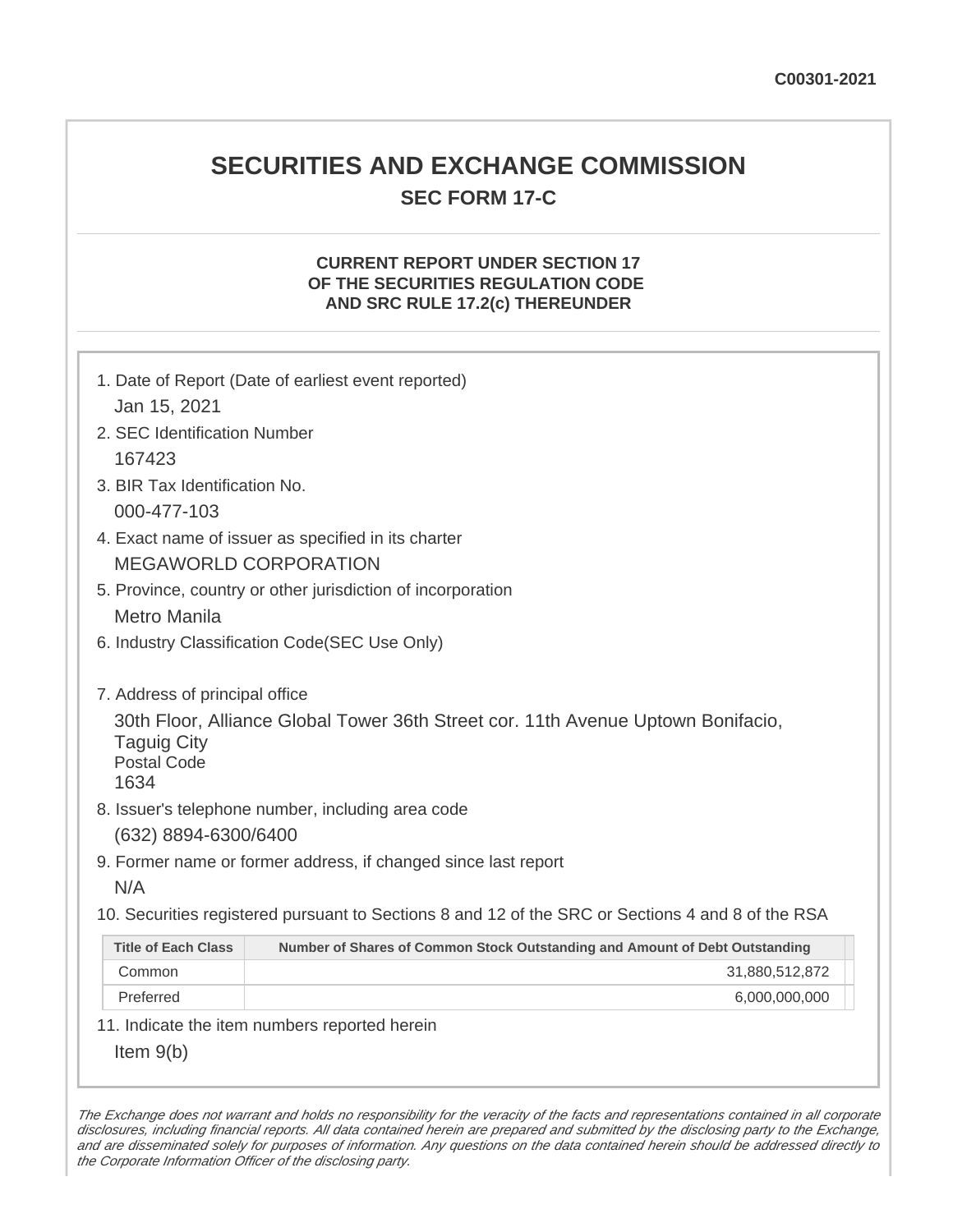C00301-2021

# SECURITIES AND EXCHANGE COMMISSION

## SEC FORM 17-C

### CURRENT REPORT UNDER SECTION 17 OF THE SECURITIES REGULATION CODE AND SRC RULE 17.2(c) THEREUNDER

1. Date of Report (Date of earliest event reported)
   Jan 15, 2021
2. SEC Identification Number
   167423
3. BIR Tax Identification No.
   000-477-103
4. Exact name of issuer as specified in its charter
   MEGAWORLD CORPORATION
5. Province, country or other jurisdiction of incorporation
   Metro Manila
6. Industry Classification Code(SEC Use Only)

7. Address of principal office
   30th Floor, Alliance Global Tower 36th Street cor. 11th Avenue Uptown Bonifacio, Taguig City
   Postal Code
   1634
8. Issuer's telephone number, including area code
   (632) 8894-6300/6400
9. Former name or former address, if changed since last report
   N/A
10. Securities registered pursuant to Sections 8 and 12 of the SRC or Sections 4 and 8 of the RSA

| Title of Each Class | Number of Shares of Common Stock Outstanding and Amount of Debt Outstanding |
|---|---|
| Common | 31,880,512,872 |
| Preferred | 6,000,000,000 |

11. Indicate the item numbers reported herein
    Item 9(b)

*The Exchange does not warrant and holds no responsibility for the veracity of the facts and representations contained in all corporate disclosures, including financial reports. All data contained herein are prepared and submitted by the disclosing party to the Exchange, and are disseminated solely for purposes of information. Any questions on the data contained herein should be addressed directly to the Corporate Information Officer of the disclosing party.*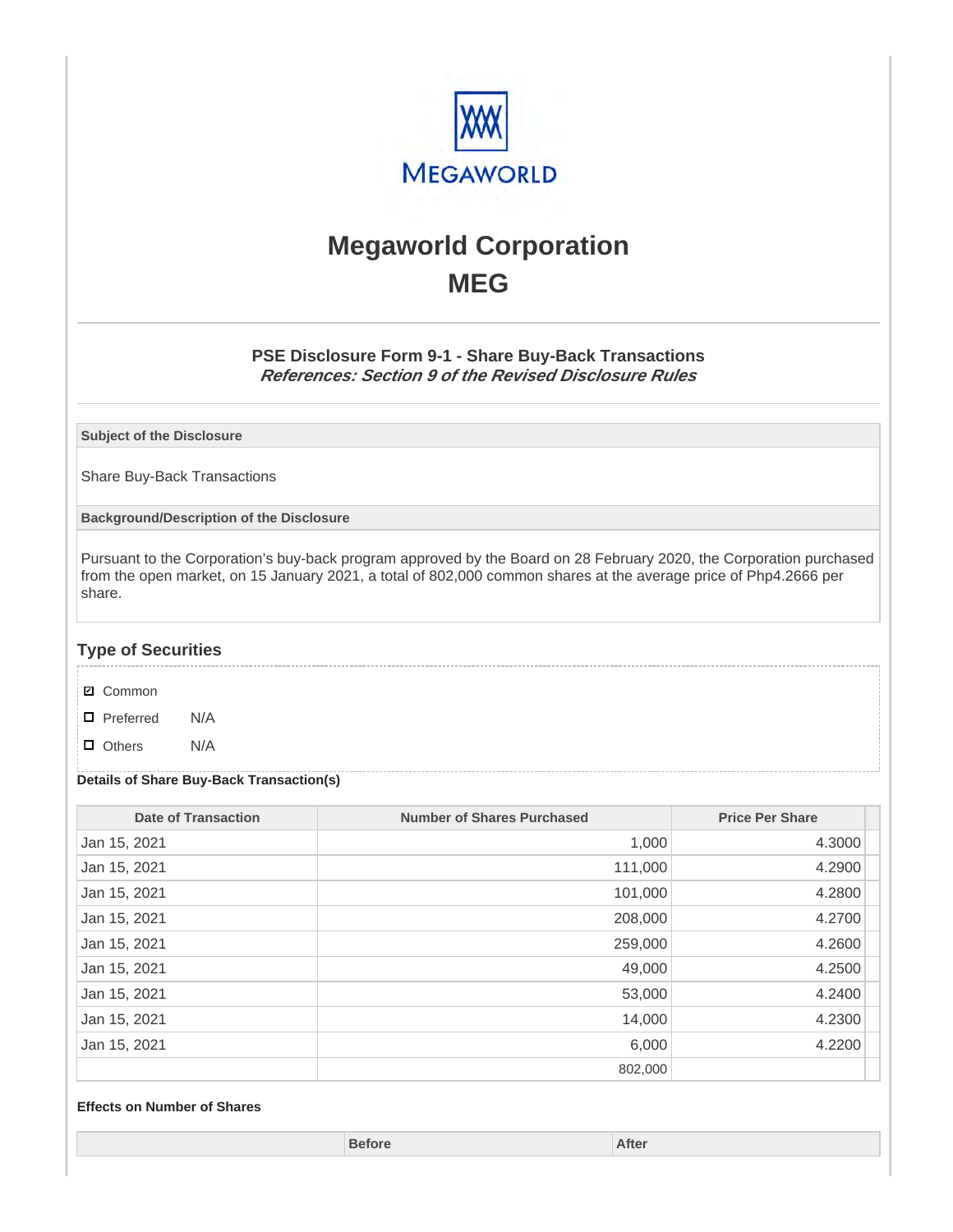# Megaworld Corporation

# MEG

### PSE Disclosure Form 9-1 - Share Buy-Back Transactions

***References: Section 9 of the Revised Disclosure Rules***

| Subject of the Disclosure |
|---|
| Share Buy-Back Transactions |

| Background/Description of the Disclosure |
|---|
| Pursuant to the Corporation's buy-back program approved by the Board on 28 February 2020, the Corporation purchased from the open market, on 15 January 2021, a total of 802,000 common shares at the average price of Php4.2666 per share. |

## Type of Securities

- ☑ Common
- ☐ Preferred N/A
- ☐ Others N/A

**Details of Share Buy-Back Transaction(s)**

| Date of Transaction | Number of Shares Purchased | Price Per Share |
|---|---|---|
| Jan 15, 2021 | 1,000 | 4.3000 |
| Jan 15, 2021 | 111,000 | 4.2900 |
| Jan 15, 2021 | 101,000 | 4.2800 |
| Jan 15, 2021 | 208,000 | 4.2700 |
| Jan 15, 2021 | 259,000 | 4.2600 |
| Jan 15, 2021 | 49,000 | 4.2500 |
| Jan 15, 2021 | 53,000 | 4.2400 |
| Jan 15, 2021 | 14,000 | 4.2300 |
| Jan 15, 2021 | 6,000 | 4.2200 |
| | 802,000 | |

**Effects on Number of Shares**

| | Before | After |
|---|---|---|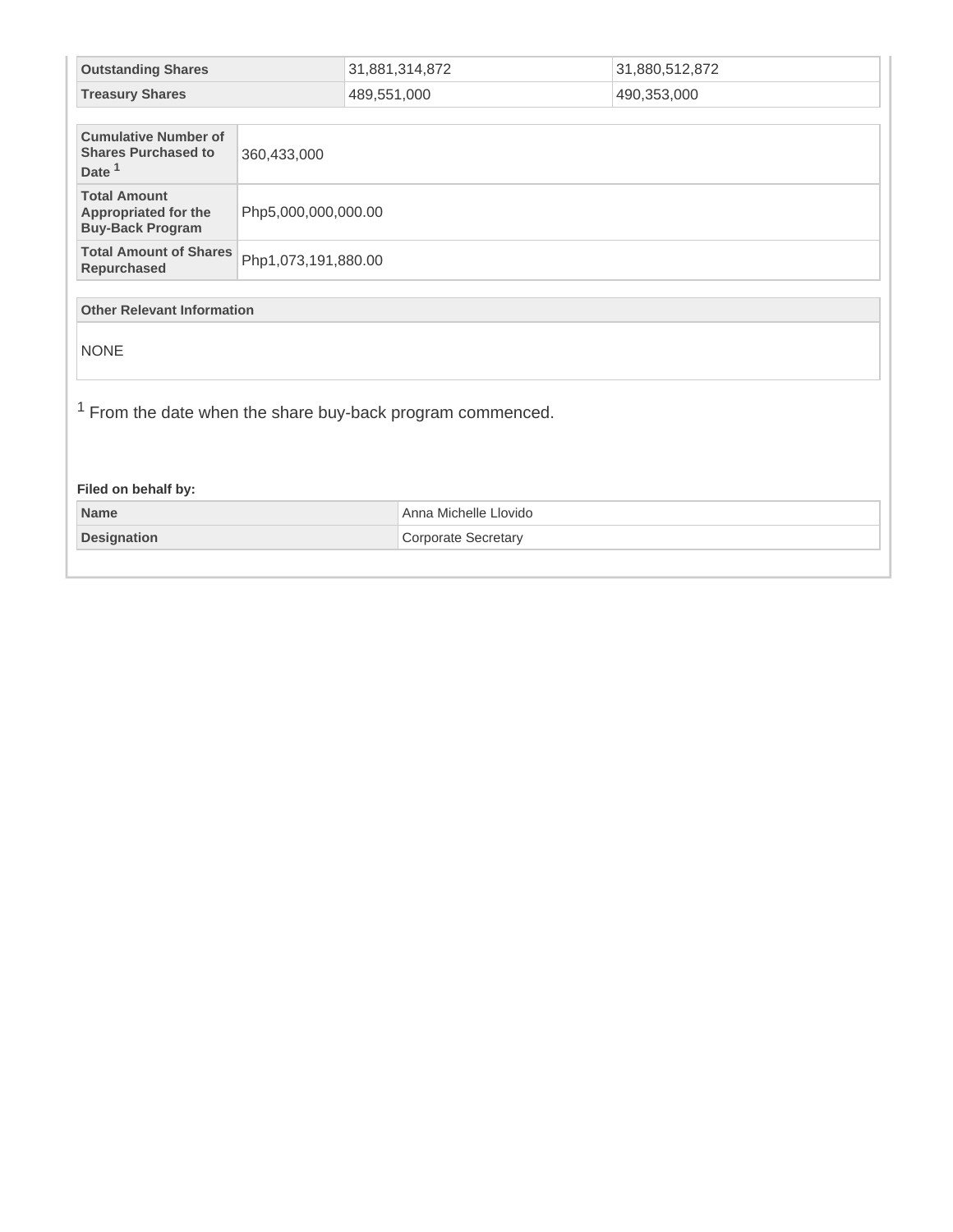| | | |
|---|---|---|
| **Outstanding Shares** | 31,881,314,872 | 31,880,512,872 |
| **Treasury Shares** | 489,551,000 | 490,353,000 |

| | |
|---|---|
| **Cumulative Number of Shares Purchased to Date** [1] | 360,433,000 |
| **Total Amount Appropriated for the Buy-Back Program** | Php5,000,000,000.00 |
| **Total Amount of Shares Repurchased** | Php1,073,191,880.00 |

| **Other Relevant Information** |
|---|
| NONE |

[1] From the date when the share buy-back program commenced.

**Filed on behalf by:**

| | |
|---|---|
| **Name** | Anna Michelle Llovido |
| **Designation** | Corporate Secretary |